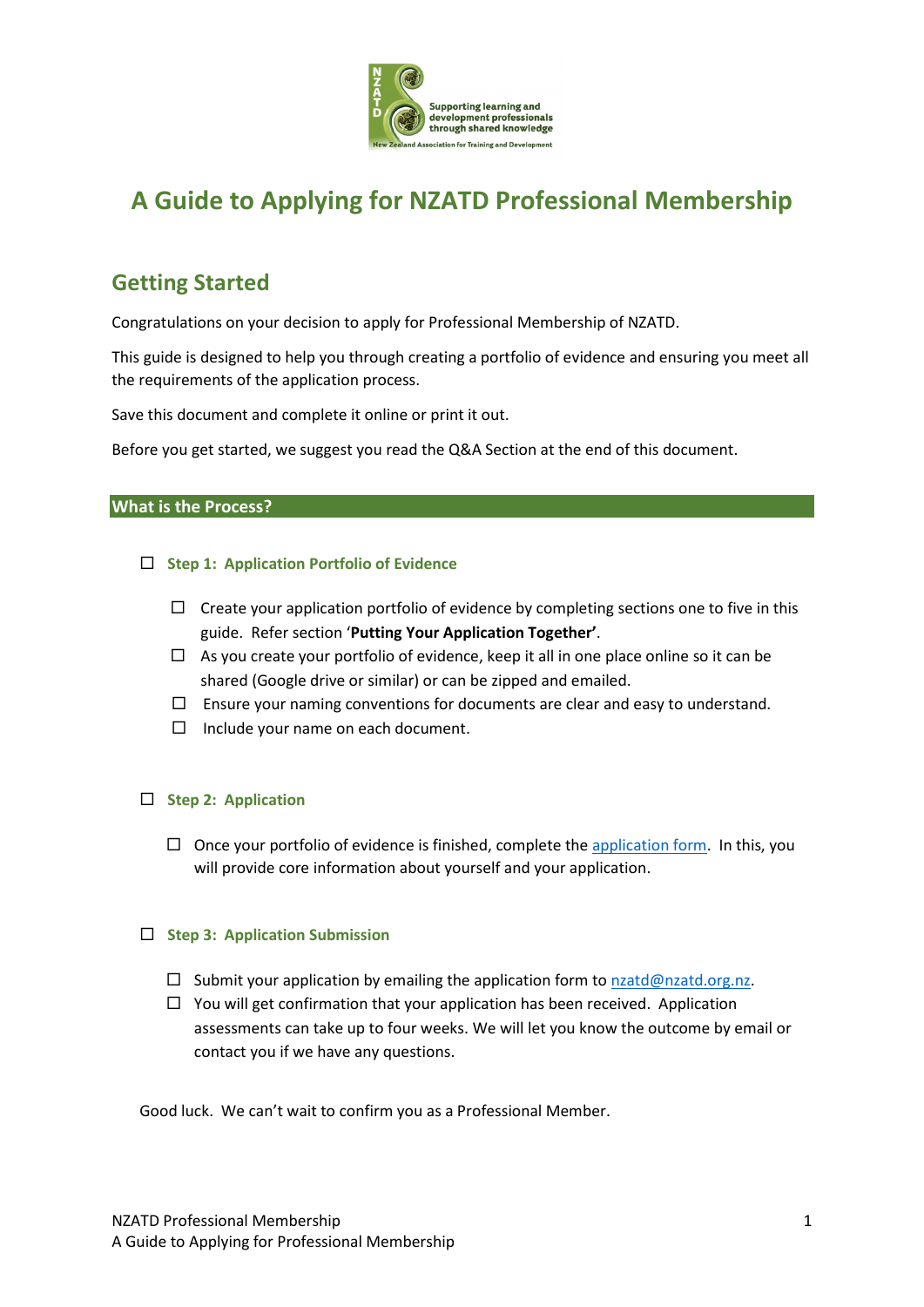# A Guide to Applying for NZATD Professional Membership

## Getting Started

Congratulations on your decision to apply for Professional Membership of NZATD.

This guide is designed to help you through creating a portfolio of evidence and ensuring you meet all the requirements of the application process.

Save this document and complete it online or print it out.

Before you get started, we suggest you read the Q&A Section at the end of this document.

### What is the Process?

- ☐ **Step 1: Application Portfolio of Evidence**
  - ☐ Create your application portfolio of evidence by completing sections one to five in this guide. Refer section '**Putting Your Application Together'**.
  - ☐ As you create your portfolio of evidence, keep it all in one place online so it can be shared (Google drive or similar) or can be zipped and emailed.
  - ☐ Ensure your naming conventions for documents are clear and easy to understand.
  - ☐ Include your name on each document.

- ☐ **Step 2: Application**
  - ☐ Once your portfolio of evidence is finished, complete the application form. In this, you will provide core information about yourself and your application.

- ☐ **Step 3: Application Submission**
  - ☐ Submit your application by emailing the application form to nzatd@nzatd.org.nz.
  - ☐ You will get confirmation that your application has been received. Application assessments can take up to four weeks. We will let you know the outcome by email or contact you if we have any questions.

Good luck. We can't wait to confirm you as a Professional Member.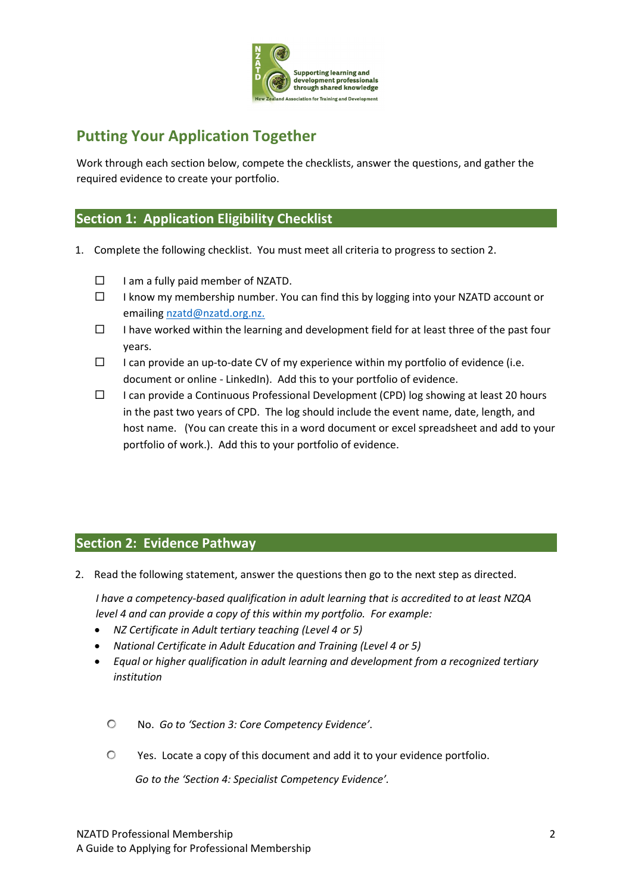## Putting Your Application Together

Work through each section below, compete the checklists, answer the questions, and gather the required evidence to create your portfolio.

## Section 1: Application Eligibility Checklist

1. Complete the following checklist. You must meet all criteria to progress to section 2.

- ☐ I am a fully paid member of NZATD.
- ☐ I know my membership number. You can find this by logging into your NZATD account or emailing nzatd@nzatd.org.nz.
- ☐ I have worked within the learning and development field for at least three of the past four years.
- ☐ I can provide an up-to-date CV of my experience within my portfolio of evidence (i.e. document or online - LinkedIn). Add this to your portfolio of evidence.
- ☐ I can provide a Continuous Professional Development (CPD) log showing at least 20 hours in the past two years of CPD. The log should include the event name, date, length, and host name. (You can create this in a word document or excel spreadsheet and add to your portfolio of work.). Add this to your portfolio of evidence.

## Section 2: Evidence Pathway

2. Read the following statement, answer the questions then go to the next step as directed.

*I have a competency-based qualification in adult learning that is accredited to at least NZQA level 4 and can provide a copy of this within my portfolio. For example:*

- *NZ Certificate in Adult tertiary teaching (Level 4 or 5)*
- *National Certificate in Adult Education and Training (Level 4 or 5)*
- *Equal or higher qualification in adult learning and development from a recognized tertiary institution*

○ No. *Go to 'Section 3: Core Competency Evidence'.*

○ Yes. Locate a copy of this document and add it to your evidence portfolio.

*Go to the 'Section 4: Specialist Competency Evidence'.*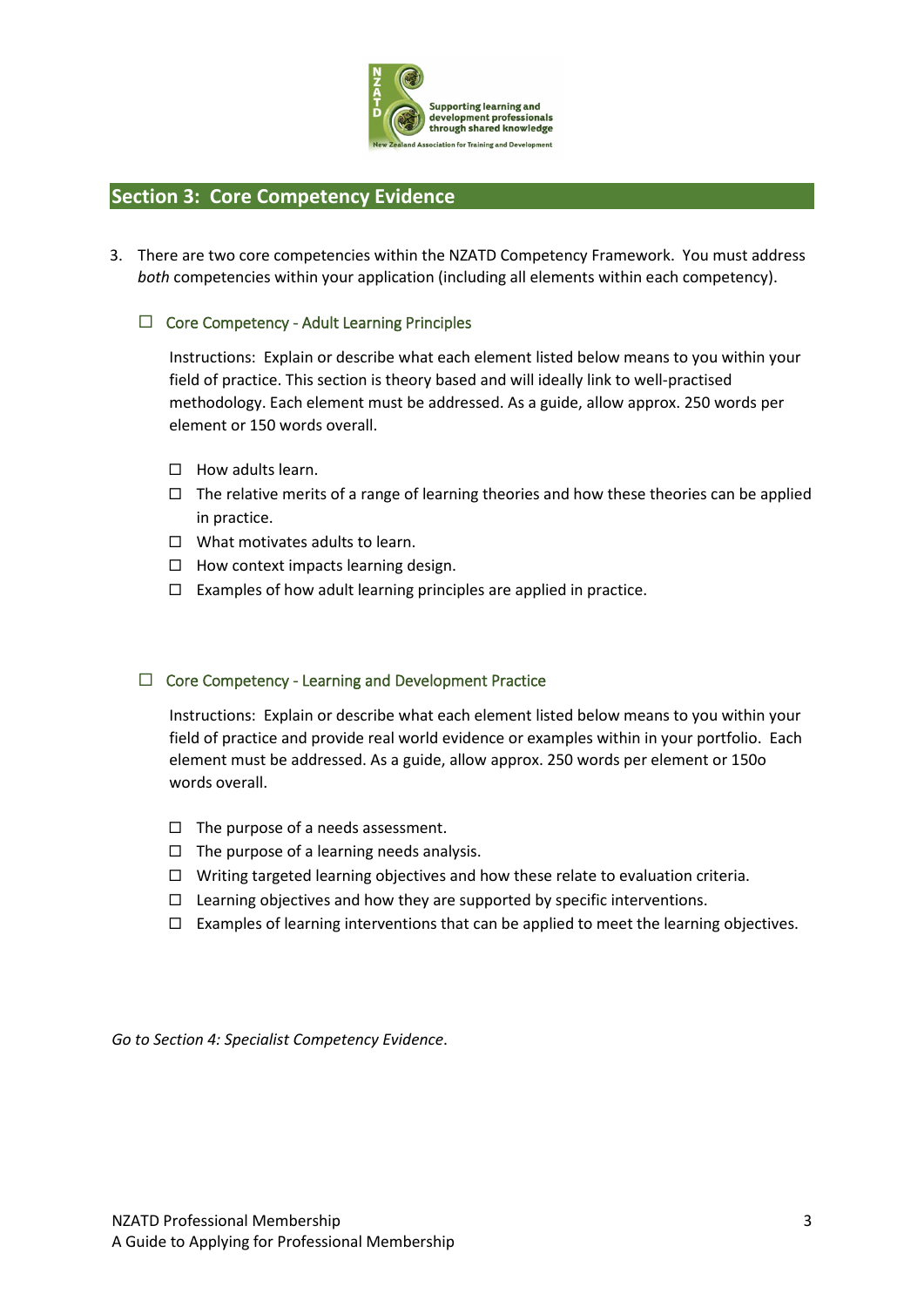## Section 3: Core Competency Evidence

3. There are two core competencies within the NZATD Competency Framework. You must address *both* competencies within your application (including all elements within each competency).

   ☐ Core Competency - Adult Learning Principles

   Instructions: Explain or describe what each element listed below means to you within your field of practice. This section is theory based and will ideally link to well-practised methodology. Each element must be addressed. As a guide, allow approx. 250 words per element or 150 words overall.

   - ☐ How adults learn.
   - ☐ The relative merits of a range of learning theories and how these theories can be applied in practice.
   - ☐ What motivates adults to learn.
   - ☐ How context impacts learning design.
   - ☐ Examples of how adult learning principles are applied in practice.

   ☐ Core Competency - Learning and Development Practice

   Instructions: Explain or describe what each element listed below means to you within your field of practice and provide real world evidence or examples within in your portfolio. Each element must be addressed. As a guide, allow approx. 250 words per element or 150o words overall.

   - ☐ The purpose of a needs assessment.
   - ☐ The purpose of a learning needs analysis.
   - ☐ Writing targeted learning objectives and how these relate to evaluation criteria.
   - ☐ Learning objectives and how they are supported by specific interventions.
   - ☐ Examples of learning interventions that can be applied to meet the learning objectives.

*Go to Section 4: Specialist Competency Evidence*.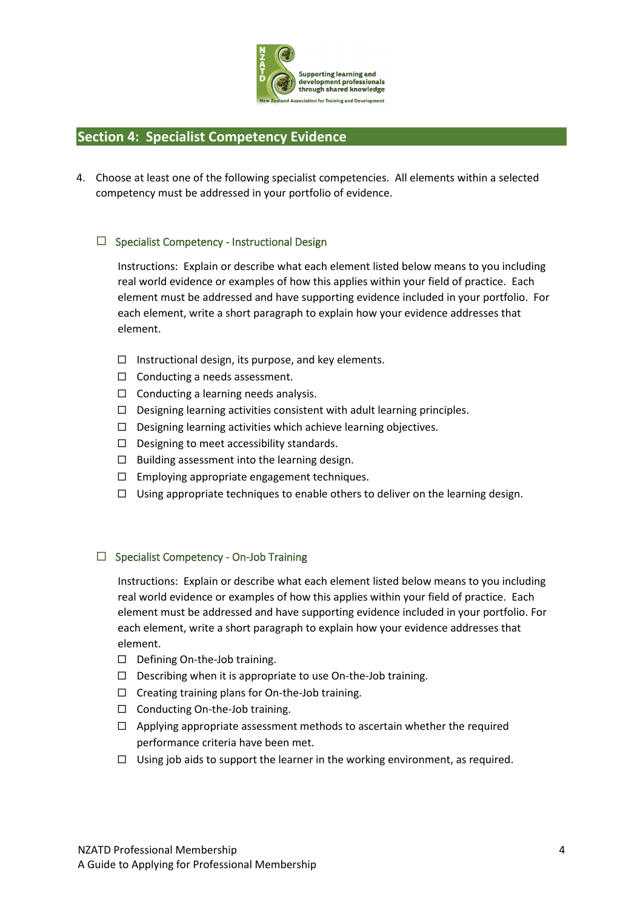## Section 4: Specialist Competency Evidence

4. Choose at least one of the following specialist competencies. All elements within a selected competency must be addressed in your portfolio of evidence.

### ☐ Specialist Competency - Instructional Design

Instructions: Explain or describe what each element listed below means to you including real world evidence or examples of how this applies within your field of practice. Each element must be addressed and have supporting evidence included in your portfolio. For each element, write a short paragraph to explain how your evidence addresses that element.

- ☐ Instructional design, its purpose, and key elements.
- ☐ Conducting a needs assessment.
- ☐ Conducting a learning needs analysis.
- ☐ Designing learning activities consistent with adult learning principles.
- ☐ Designing learning activities which achieve learning objectives.
- ☐ Designing to meet accessibility standards.
- ☐ Building assessment into the learning design.
- ☐ Employing appropriate engagement techniques.
- ☐ Using appropriate techniques to enable others to deliver on the learning design.

### ☐ Specialist Competency - On-Job Training

Instructions: Explain or describe what each element listed below means to you including real world evidence or examples of how this applies within your field of practice. Each element must be addressed and have supporting evidence included in your portfolio. For each element, write a short paragraph to explain how your evidence addresses that element.

- ☐ Defining On-the-Job training.
- ☐ Describing when it is appropriate to use On-the-Job training.
- ☐ Creating training plans for On-the-Job training.
- ☐ Conducting On-the-Job training.
- ☐ Applying appropriate assessment methods to ascertain whether the required performance criteria have been met.
- ☐ Using job aids to support the learner in the working environment, as required.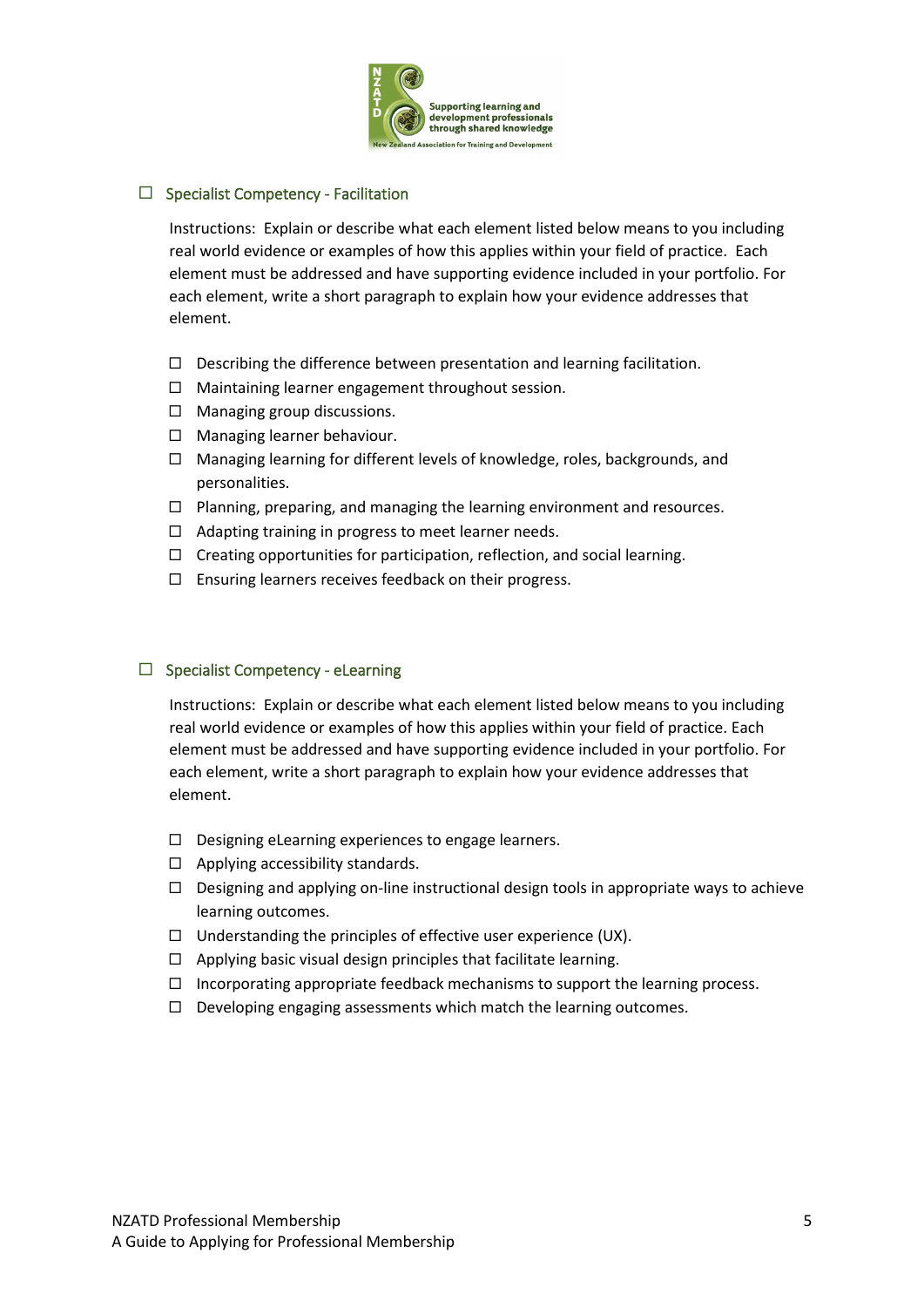## ☐ Specialist Competency - Facilitation

Instructions: Explain or describe what each element listed below means to you including real world evidence or examples of how this applies within your field of practice. Each element must be addressed and have supporting evidence included in your portfolio. For each element, write a short paragraph to explain how your evidence addresses that element.

- ☐ Describing the difference between presentation and learning facilitation.
- ☐ Maintaining learner engagement throughout session.
- ☐ Managing group discussions.
- ☐ Managing learner behaviour.
- ☐ Managing learning for different levels of knowledge, roles, backgrounds, and personalities.
- ☐ Planning, preparing, and managing the learning environment and resources.
- ☐ Adapting training in progress to meet learner needs.
- ☐ Creating opportunities for participation, reflection, and social learning.
- ☐ Ensuring learners receives feedback on their progress.

## ☐ Specialist Competency - eLearning

Instructions: Explain or describe what each element listed below means to you including real world evidence or examples of how this applies within your field of practice. Each element must be addressed and have supporting evidence included in your portfolio. For each element, write a short paragraph to explain how your evidence addresses that element.

- ☐ Designing eLearning experiences to engage learners.
- ☐ Applying accessibility standards.
- ☐ Designing and applying on-line instructional design tools in appropriate ways to achieve learning outcomes.
- ☐ Understanding the principles of effective user experience (UX).
- ☐ Applying basic visual design principles that facilitate learning.
- ☐ Incorporating appropriate feedback mechanisms to support the learning process.
- ☐ Developing engaging assessments which match the learning outcomes.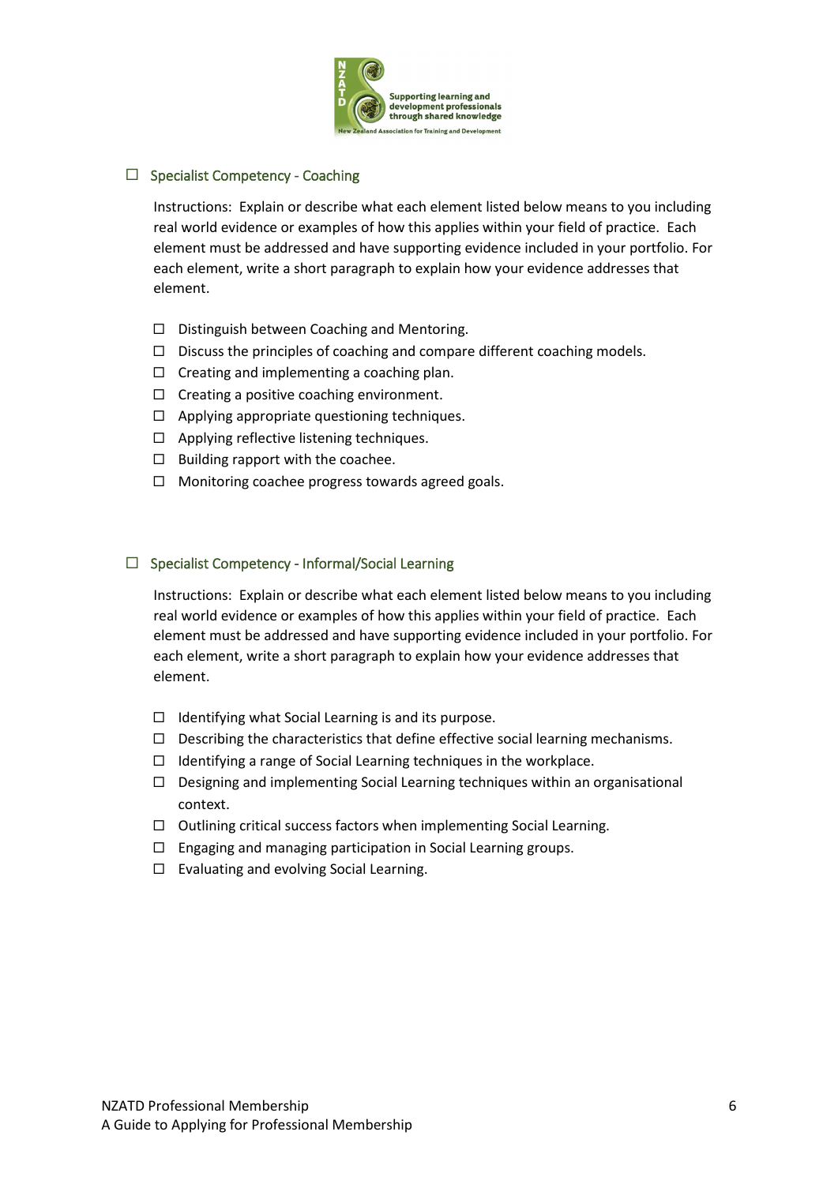## ☐ Specialist Competency - Coaching

Instructions: Explain or describe what each element listed below means to you including real world evidence or examples of how this applies within your field of practice. Each element must be addressed and have supporting evidence included in your portfolio. For each element, write a short paragraph to explain how your evidence addresses that element.

- ☐ Distinguish between Coaching and Mentoring.
- ☐ Discuss the principles of coaching and compare different coaching models.
- ☐ Creating and implementing a coaching plan.
- ☐ Creating a positive coaching environment.
- ☐ Applying appropriate questioning techniques.
- ☐ Applying reflective listening techniques.
- ☐ Building rapport with the coachee.
- ☐ Monitoring coachee progress towards agreed goals.

## ☐ Specialist Competency - Informal/Social Learning

Instructions: Explain or describe what each element listed below means to you including real world evidence or examples of how this applies within your field of practice. Each element must be addressed and have supporting evidence included in your portfolio. For each element, write a short paragraph to explain how your evidence addresses that element.

- ☐ Identifying what Social Learning is and its purpose.
- ☐ Describing the characteristics that define effective social learning mechanisms.
- ☐ Identifying a range of Social Learning techniques in the workplace.
- ☐ Designing and implementing Social Learning techniques within an organisational context.
- ☐ Outlining critical success factors when implementing Social Learning.
- ☐ Engaging and managing participation in Social Learning groups.
- ☐ Evaluating and evolving Social Learning.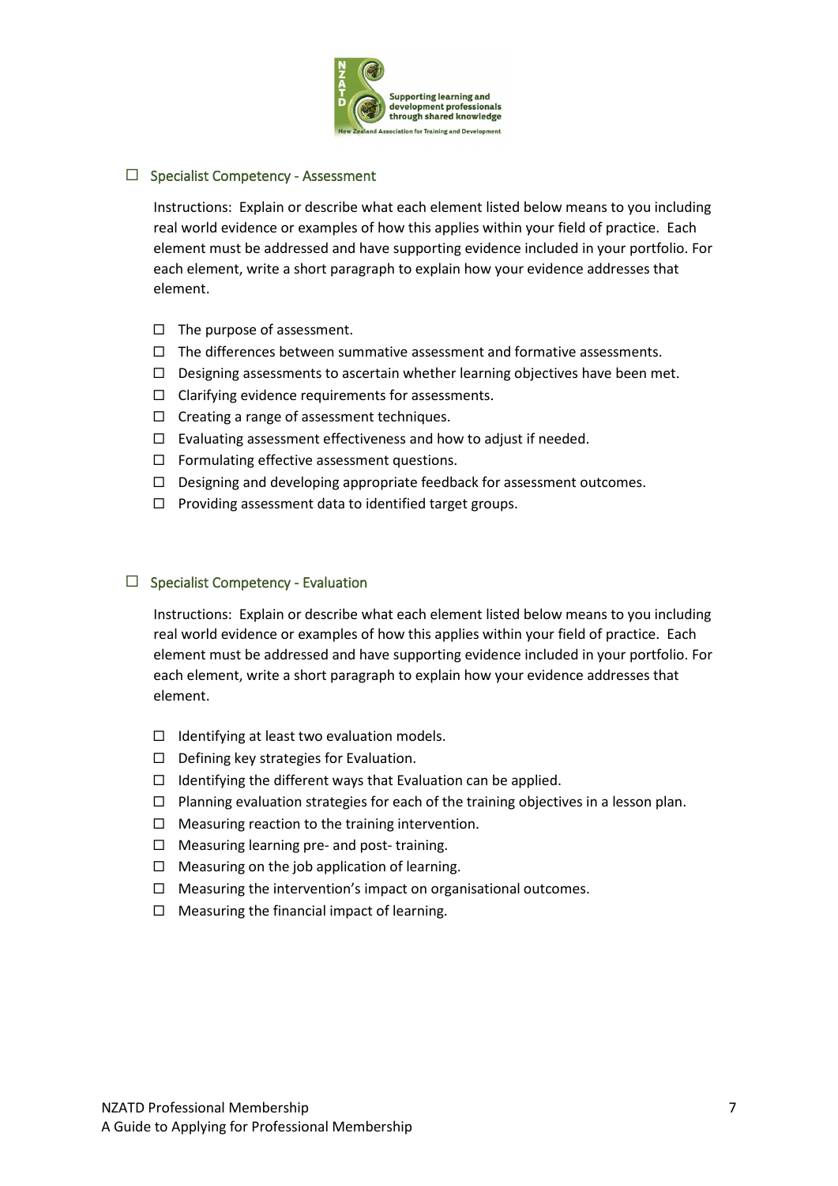## ☐ Specialist Competency - Assessment

Instructions: Explain or describe what each element listed below means to you including real world evidence or examples of how this applies within your field of practice. Each element must be addressed and have supporting evidence included in your portfolio. For each element, write a short paragraph to explain how your evidence addresses that element.

- ☐ The purpose of assessment.
- ☐ The differences between summative assessment and formative assessments.
- ☐ Designing assessments to ascertain whether learning objectives have been met.
- ☐ Clarifying evidence requirements for assessments.
- ☐ Creating a range of assessment techniques.
- ☐ Evaluating assessment effectiveness and how to adjust if needed.
- ☐ Formulating effective assessment questions.
- ☐ Designing and developing appropriate feedback for assessment outcomes.
- ☐ Providing assessment data to identified target groups.

## ☐ Specialist Competency - Evaluation

Instructions: Explain or describe what each element listed below means to you including real world evidence or examples of how this applies within your field of practice. Each element must be addressed and have supporting evidence included in your portfolio. For each element, write a short paragraph to explain how your evidence addresses that element.

- ☐ Identifying at least two evaluation models.
- ☐ Defining key strategies for Evaluation.
- ☐ Identifying the different ways that Evaluation can be applied.
- ☐ Planning evaluation strategies for each of the training objectives in a lesson plan.
- ☐ Measuring reaction to the training intervention.
- ☐ Measuring learning pre- and post- training.
- ☐ Measuring on the job application of learning.
- ☐ Measuring the intervention's impact on organisational outcomes.
- ☐ Measuring the financial impact of learning.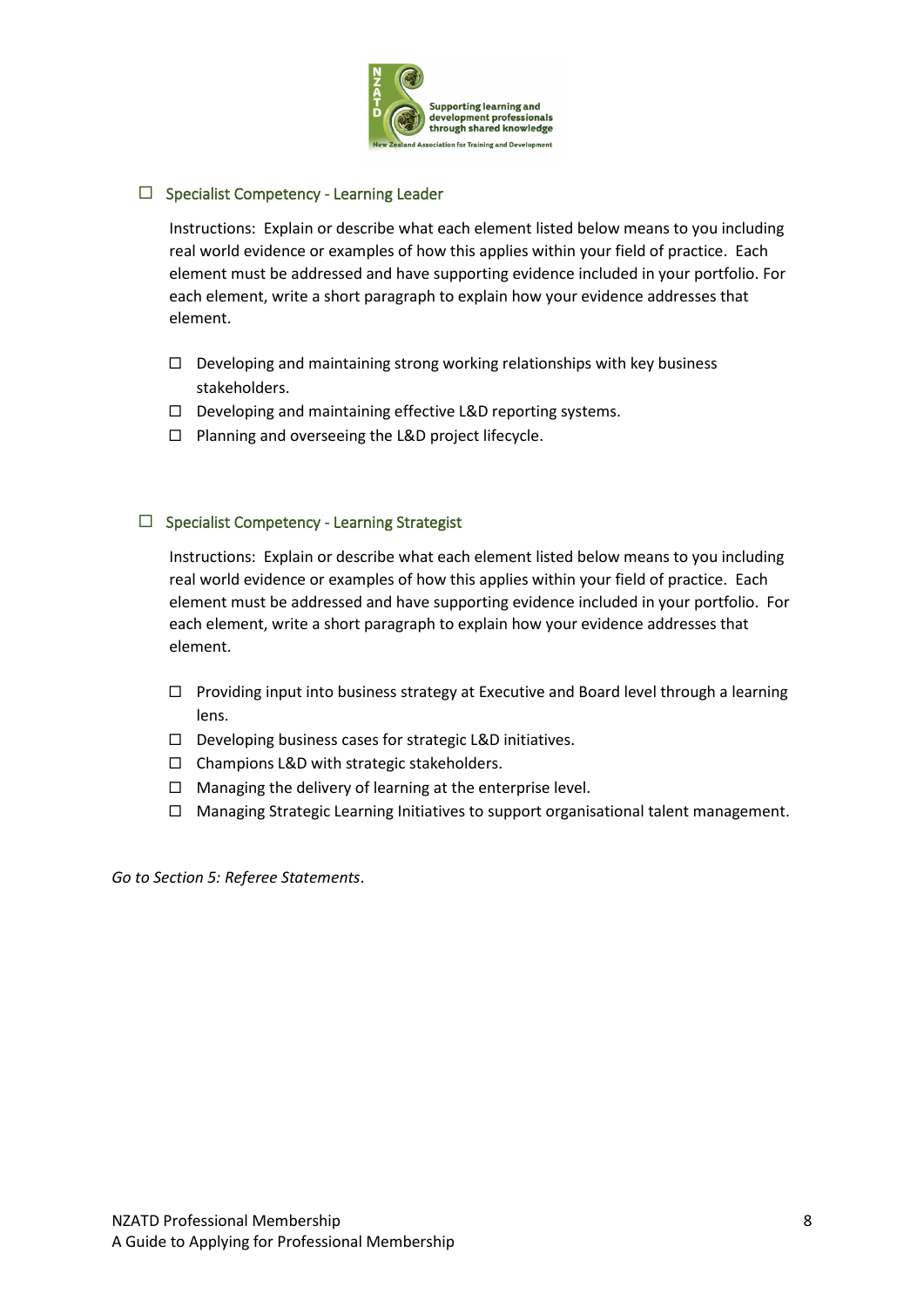☐ Specialist Competency - Learning Leader

Instructions: Explain or describe what each element listed below means to you including real world evidence or examples of how this applies within your field of practice. Each element must be addressed and have supporting evidence included in your portfolio. For each element, write a short paragraph to explain how your evidence addresses that element.

- ☐ Developing and maintaining strong working relationships with key business stakeholders.
- ☐ Developing and maintaining effective L&D reporting systems.
- ☐ Planning and overseeing the L&D project lifecycle.

☐ Specialist Competency - Learning Strategist

Instructions: Explain or describe what each element listed below means to you including real world evidence or examples of how this applies within your field of practice. Each element must be addressed and have supporting evidence included in your portfolio. For each element, write a short paragraph to explain how your evidence addresses that element.

- ☐ Providing input into business strategy at Executive and Board level through a learning lens.
- ☐ Developing business cases for strategic L&D initiatives.
- ☐ Champions L&D with strategic stakeholders.
- ☐ Managing the delivery of learning at the enterprise level.
- ☐ Managing Strategic Learning Initiatives to support organisational talent management.

*Go to Section 5: Referee Statements*.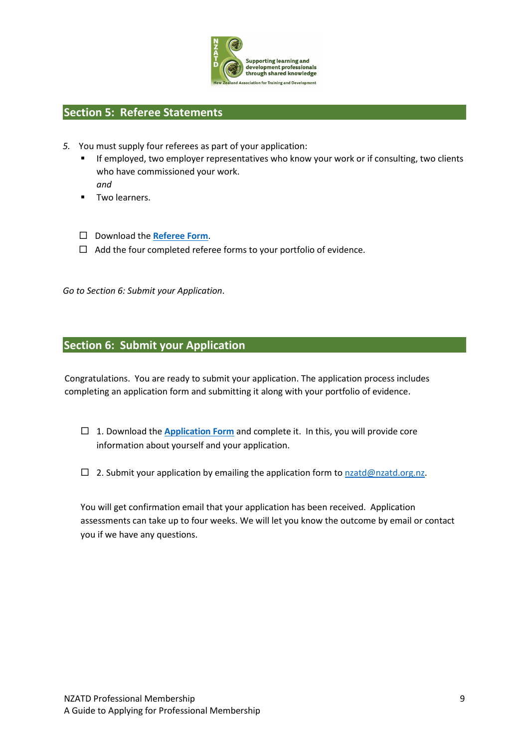## Section 5: Referee Statements

*5.* You must supply four referees as part of your application:

- If employed, two employer representatives who know your work or if consulting, two clients who have commissioned your work.
  *and*
- Two learners.

☐ Download the **[Referee Form](#)**.

☐ Add the four completed referee forms to your portfolio of evidence.

*Go to Section 6: Submit your Application*.

## Section 6: Submit your Application

Congratulations. You are ready to submit your application. The application process includes completing an application form and submitting it along with your portfolio of evidence.

☐ 1. Download the **[Application Form](#)** and complete it. In this, you will provide core information about yourself and your application.

☐ 2. Submit your application by emailing the application form to [nzatd@nzatd.org.nz](mailto:nzatd@nzatd.org.nz).

You will get confirmation email that your application has been received. Application assessments can take up to four weeks. We will let you know the outcome by email or contact you if we have any questions.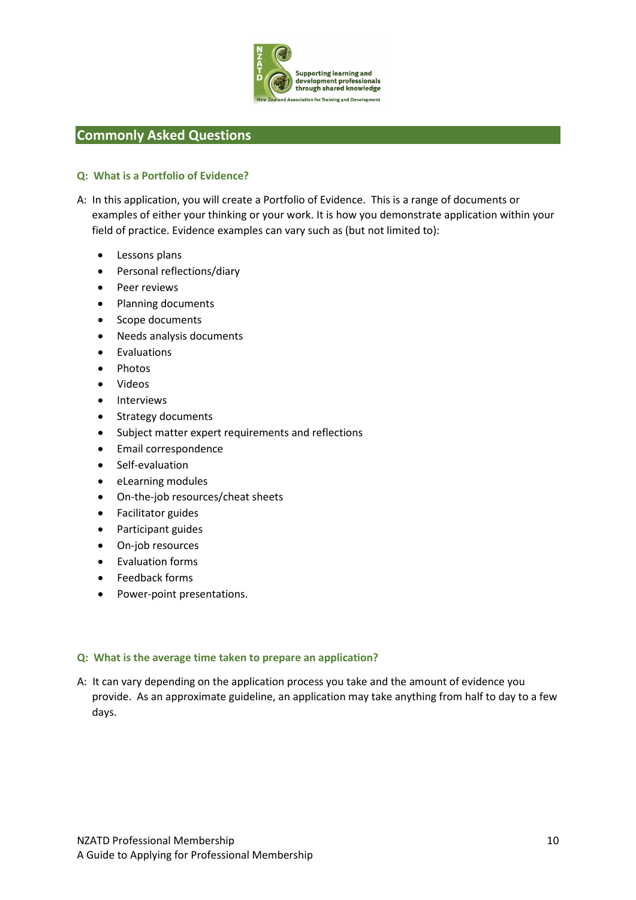## Commonly Asked Questions

**Q: What is a Portfolio of Evidence?**

A: In this application, you will create a Portfolio of Evidence. This is a range of documents or examples of either your thinking or your work. It is how you demonstrate application within your field of practice. Evidence examples can vary such as (but not limited to):

- Lessons plans
- Personal reflections/diary
- Peer reviews
- Planning documents
- Scope documents
- Needs analysis documents
- Evaluations
- Photos
- Videos
- Interviews
- Strategy documents
- Subject matter expert requirements and reflections
- Email correspondence
- Self-evaluation
- eLearning modules
- On-the-job resources/cheat sheets
- Facilitator guides
- Participant guides
- On-job resources
- Evaluation forms
- Feedback forms
- Power-point presentations.

**Q: What is the average time taken to prepare an application?**

A: It can vary depending on the application process you take and the amount of evidence you provide. As an approximate guideline, an application may take anything from half to day to a few days.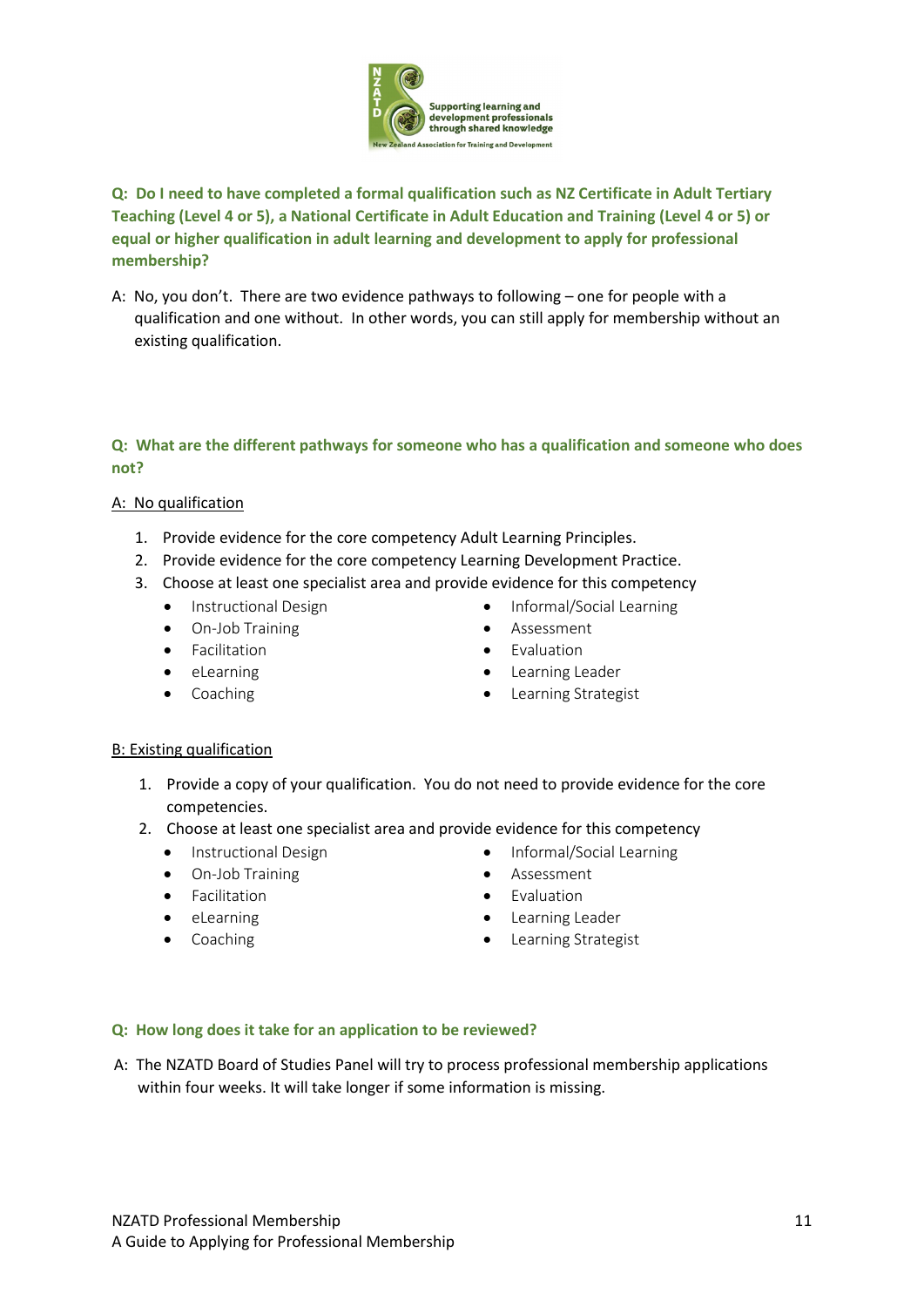**Q: Do I need to have completed a formal qualification such as NZ Certificate in Adult Tertiary Teaching (Level 4 or 5), a National Certificate in Adult Education and Training (Level 4 or 5) or equal or higher qualification in adult learning and development to apply for professional membership?**

A: No, you don't. There are two evidence pathways to following – one for people with a qualification and one without. In other words, you can still apply for membership without an existing qualification.

**Q: What are the different pathways for someone who has a qualification and someone who does not?**

A: No qualification

1. Provide evidence for the core competency Adult Learning Principles.
2. Provide evidence for the core competency Learning Development Practice.
3. Choose at least one specialist area and provide evidence for this competency
   - Instructional Design
   - On-Job Training
   - Facilitation
   - eLearning
   - Coaching
   - Informal/Social Learning
   - Assessment
   - Evaluation
   - Learning Leader
   - Learning Strategist

B: Existing qualification

1. Provide a copy of your qualification. You do not need to provide evidence for the core competencies.
2. Choose at least one specialist area and provide evidence for this competency
   - Instructional Design
   - On-Job Training
   - Facilitation
   - eLearning
   - Coaching
   - Informal/Social Learning
   - Assessment
   - Evaluation
   - Learning Leader
   - Learning Strategist

**Q: How long does it take for an application to be reviewed?**

A: The NZATD Board of Studies Panel will try to process professional membership applications within four weeks. It will take longer if some information is missing.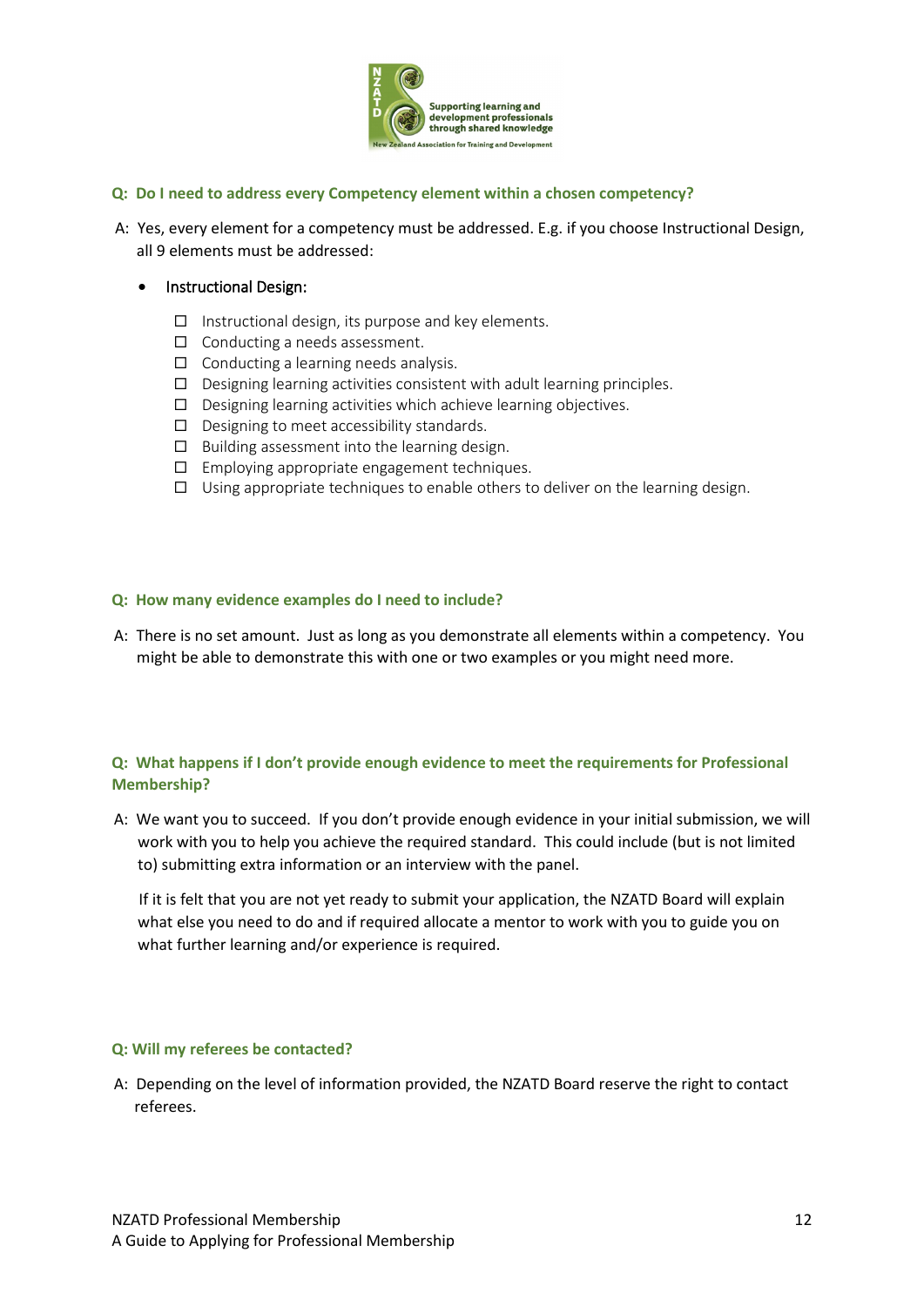**Q: Do I need to address every Competency element within a chosen competency?**

A: Yes, every element for a competency must be addressed. E.g. if you choose Instructional Design, all 9 elements must be addressed:

- Instructional Design:
  - ☐ Instructional design, its purpose and key elements.
  - ☐ Conducting a needs assessment.
  - ☐ Conducting a learning needs analysis.
  - ☐ Designing learning activities consistent with adult learning principles.
  - ☐ Designing learning activities which achieve learning objectives.
  - ☐ Designing to meet accessibility standards.
  - ☐ Building assessment into the learning design.
  - ☐ Employing appropriate engagement techniques.
  - ☐ Using appropriate techniques to enable others to deliver on the learning design.

**Q: How many evidence examples do I need to include?**

A: There is no set amount. Just as long as you demonstrate all elements within a competency. You might be able to demonstrate this with one or two examples or you might need more.

**Q: What happens if I don't provide enough evidence to meet the requirements for Professional Membership?**

A: We want you to succeed. If you don't provide enough evidence in your initial submission, we will work with you to help you achieve the required standard. This could include (but is not limited to) submitting extra information or an interview with the panel.

If it is felt that you are not yet ready to submit your application, the NZATD Board will explain what else you need to do and if required allocate a mentor to work with you to guide you on what further learning and/or experience is required.

**Q: Will my referees be contacted?**

A: Depending on the level of information provided, the NZATD Board reserve the right to contact referees.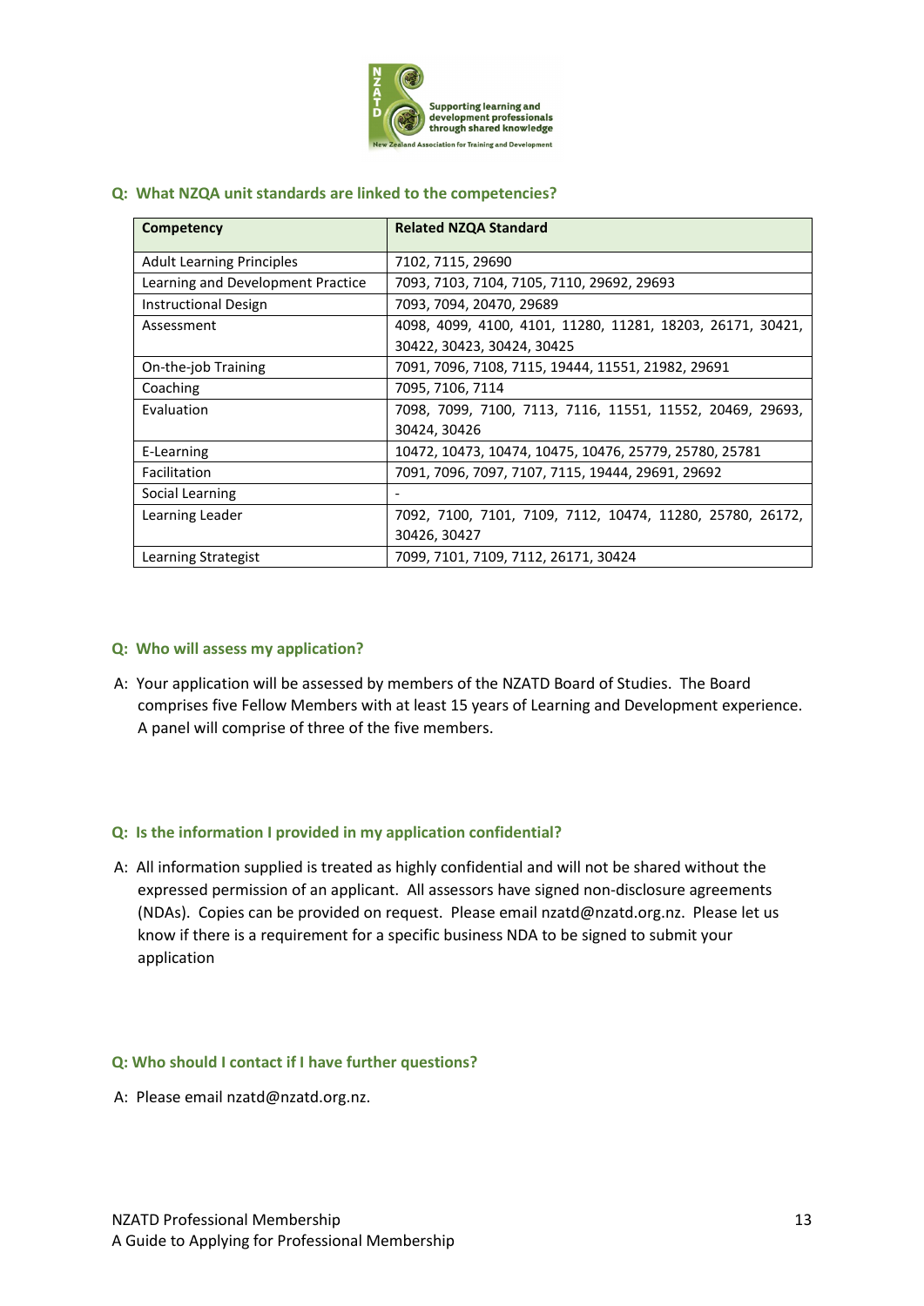### Q: What NZQA unit standards are linked to the competencies?

| Competency | Related NZQA Standard |
|---|---|
| Adult Learning Principles | 7102, 7115, 29690 |
| Learning and Development Practice | 7093, 7103, 7104, 7105, 7110, 29692, 29693 |
| Instructional Design | 7093, 7094, 20470, 29689 |
| Assessment | 4098, 4099, 4100, 4101, 11280, 11281, 18203, 26171, 30421, 30422, 30423, 30424, 30425 |
| On-the-job Training | 7091, 7096, 7108, 7115, 19444, 11551, 21982, 29691 |
| Coaching | 7095, 7106, 7114 |
| Evaluation | 7098, 7099, 7100, 7113, 7116, 11551, 11552, 20469, 29693, 30424, 30426 |
| E-Learning | 10472, 10473, 10474, 10475, 10476, 25779, 25780, 25781 |
| Facilitation | 7091, 7096, 7097, 7107, 7115, 19444, 29691, 29692 |
| Social Learning | - |
| Learning Leader | 7092, 7100, 7101, 7109, 7112, 10474, 11280, 25780, 26172, 30426, 30427 |
| Learning Strategist | 7099, 7101, 7109, 7112, 26171, 30424 |

### Q: Who will assess my application?

A: Your application will be assessed by members of the NZATD Board of Studies. The Board comprises five Fellow Members with at least 15 years of Learning and Development experience. A panel will comprise of three of the five members.

### Q: Is the information I provided in my application confidential?

A: All information supplied is treated as highly confidential and will not be shared without the expressed permission of an applicant. All assessors have signed non-disclosure agreements (NDAs). Copies can be provided on request. Please email nzatd@nzatd.org.nz. Please let us know if there is a requirement for a specific business NDA to be signed to submit your application

### Q: Who should I contact if I have further questions?

A: Please email nzatd@nzatd.org.nz.